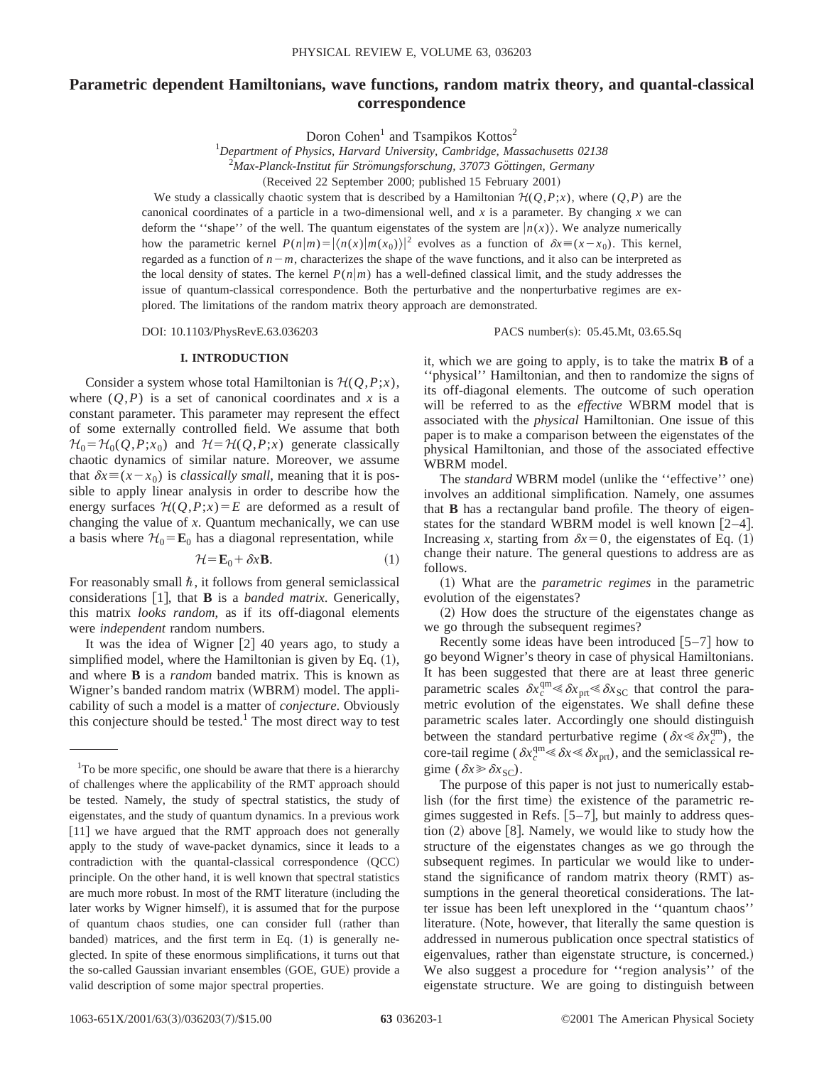# Parametric dependent Hamiltonians, wave functions, random matrix theory, and quantal-classical correspondence

Doron Cohen[1] and Tsampikos Kottos[2]

[1]*Department of Physics, Harvard University, Cambridge, Massachusetts 02138*

[2]*Max-Planck-Institut für Strömungsforschung, 37073 Göttingen, Germany*

(Received 22 September 2000; published 15 February 2001)

We study a classically chaotic system that is described by a Hamiltonian $\mathcal{H}(Q,P;x)$, where $(Q,P)$ are the canonical coordinates of a particle in a two-dimensional well, and $x$ is a parameter. By changing $x$ we can deform the ''shape'' of the well. The quantum eigenstates of the system are $|n(x)\rangle$. We analyze numerically how the parametric kernel $P(n|m)=|\langle n(x)|m(x_0)\rangle|^2$ evolves as a function of $\delta x\equiv(x-x_0)$. This kernel, regarded as a function of $n-m$, characterizes the shape of the wave functions, and it also can be interpreted as the local density of states. The kernel $P(n|m)$ has a well-defined classical limit, and the study addresses the issue of quantum-classical correspondence. Both the perturbative and the nonperturbative regimes are explored. The limitations of the random matrix theory approach are demonstrated.

DOI: 10.1103/PhysRevE.63.036203 PACS number(s): 05.45.Mt, 03.65.Sq

## I. INTRODUCTION

Consider a system whose total Hamiltonian is $\mathcal{H}(Q,P;x)$, where $(Q,P)$ is a set of canonical coordinates and $x$ is a constant parameter. This parameter may represent the effect of some externally controlled field. We assume that both $\mathcal{H}_0=\mathcal{H}_0(Q,P;x_0)$ and $\mathcal{H}=\mathcal{H}(Q,P;x)$ generate classically chaotic dynamics of similar nature. Moreover, we assume that $\delta x\equiv(x-x_0)$ is *classically small*, meaning that it is possible to apply linear analysis in order to describe how the energy surfaces $\mathcal{H}(Q,P;x)=E$ are deformed as a result of changing the value of $x$. Quantum mechanically, we can use a basis where $\mathcal{H}_0=\mathbf{E}_0$ has a diagonal representation, while

$$\mathcal{H}=\mathbf{E}_0+\delta x\mathbf{B}. \quad (1)$$

For reasonably small $\hbar$, it follows from general semiclassical considerations [1], that $\mathbf{B}$ is a *banded matrix*. Generically, this matrix *looks random*, as if its off-diagonal elements were *independent* random numbers.

It was the idea of Wigner [2] 40 years ago, to study a simplified model, where the Hamiltonian is given by Eq. (1), and where $\mathbf{B}$ is a *random* banded matrix. This is known as Wigner's banded random matrix (WBRM) model. The applicability of such a model is a matter of *conjecture*. Obviously this conjecture should be tested.[1] The most direct way to test it, which we are going to apply, is to take the matrix $\mathbf{B}$ of a ''physical'' Hamiltonian, and then to randomize the signs of its off-diagonal elements. The outcome of such operation will be referred to as the *effective* WBRM model that is associated with the *physical* Hamiltonian. One issue of this paper is to make a comparison between the eigenstates of the physical Hamiltonian, and those of the associated effective WBRM model.

The *standard* WBRM model (unlike the ''effective'' one) involves an additional simplification. Namely, one assumes that $\mathbf{B}$ has a rectangular band profile. The theory of eigenstates for the standard WBRM model is well known [2–4]. Increasing $x$, starting from $\delta x=0$, the eigenstates of Eq. (1) change their nature. The general questions to address are as follows.

(1) What are the *parametric regimes* in the parametric evolution of the eigenstates?

(2) How does the structure of the eigenstates change as we go through the subsequent regimes?

Recently some ideas have been introduced [5–7] how to go beyond Wigner's theory in case of physical Hamiltonians. It has been suggested that there are at least three generic parametric scales $\delta x_c^{\rm qm}\ll\delta x_{\rm prt}\ll\delta x_{\rm SC}$ that control the parametric evolution of the eigenstates. We shall define these parametric scales later. Accordingly one should distinguish between the standard perturbative regime ($\delta x\ll\delta x_c^{\rm qm}$), the core-tail regime ($\delta x_c^{\rm qm}\ll\delta x\ll\delta x_{\rm prt}$), and the semiclassical regime ($\delta x\gg\delta x_{\rm SC}$).

The purpose of this paper is not just to numerically establish (for the first time) the existence of the parametric regimes suggested in Refs. [5–7], but mainly to address question (2) above [8]. Namely, we would like to study how the structure of the eigenstates changes as we go through the subsequent regimes. In particular we would like to understand the significance of random matrix theory (RMT) assumptions in the general theoretical considerations. The latter issue has been left unexplored in the ''quantum chaos'' literature. (Note, however, that literally the same question is addressed in numerous publication once spectral statistics of eigenvalues, rather than eigenstate structure, is concerned.) We also suggest a procedure for ''region analysis'' of the eigenstate structure. We are going to distinguish between

---

[1]To be more specific, one should be aware that there is a hierarchy of challenges where the applicability of the RMT approach should be tested. Namely, the study of spectral statistics, the study of eigenstates, and the study of quantum dynamics. In a previous work [11] we have argued that the RMT approach does not generally apply to the study of wave-packet dynamics, since it leads to a contradiction with the quantal-classical correspondence (QCC) principle. On the other hand, it is well known that spectral statistics are much more robust. In most of the RMT literature (including the later works by Wigner himself), it is assumed that for the purpose of quantum chaos studies, one can consider full (rather than banded) matrices, and the first term in Eq. (1) is generally neglected. In spite of these enormous simplifications, it turns out that the so-called Gaussian invariant ensembles (GOE, GUE) provide a valid description of some major spectral properties.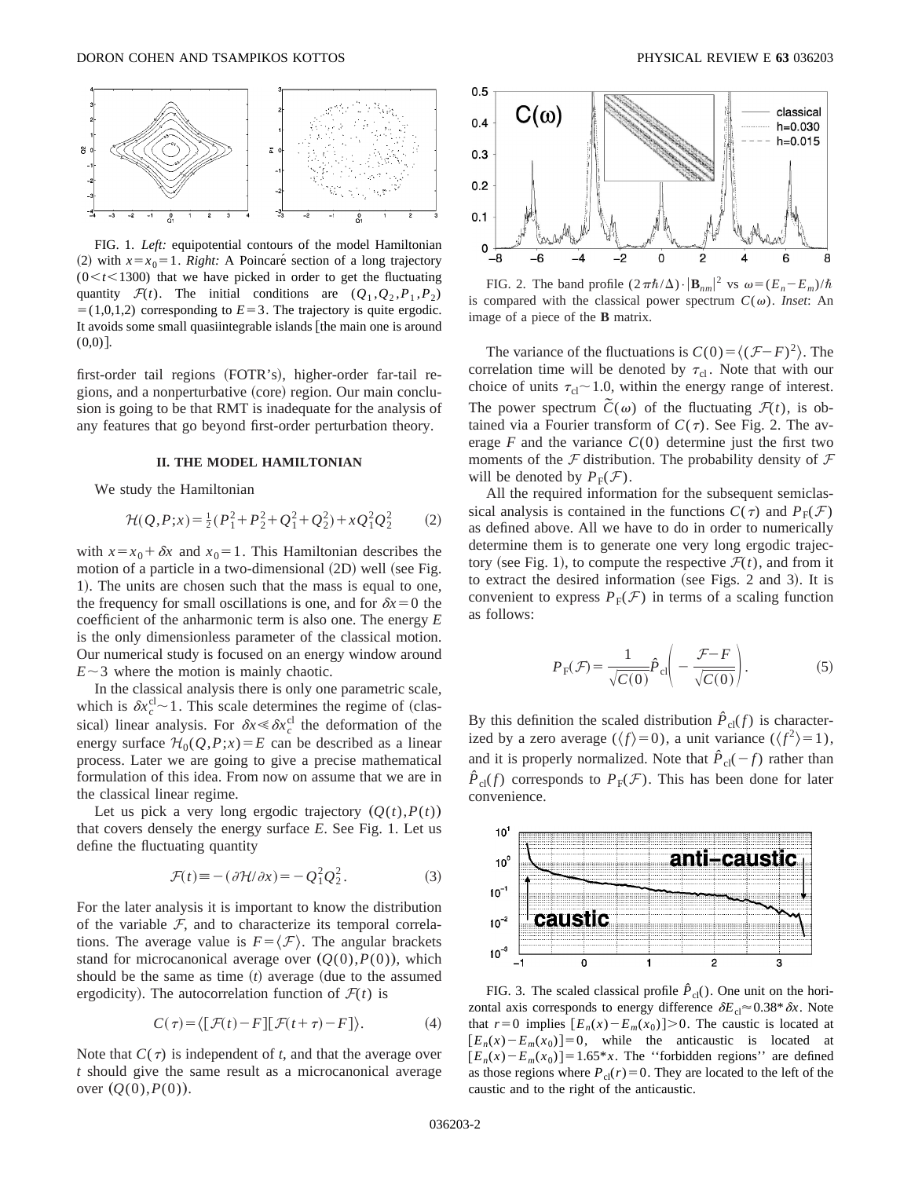FIG. 1. *Left:* equipotential contours of the model Hamiltonian (2) with $x = x_0 = 1$. *Right:* A Poincaré section of a long trajectory ($0 < t < 1300$) that we have picked in order to get the fluctuating quantity $\mathcal{F}(t)$. The initial conditions are $(Q_1, Q_2, P_1, P_2) = (1,0,1,2)$ corresponding to $E = 3$. The trajectory is quite ergodic. It avoids some small quasiintegrable islands [the main one is around (0,0)].

first-order tail regions (FOTR's), higher-order far-tail regions, and a nonperturbative (core) region. Our main conclusion is going to be that RMT is inadequate for the analysis of any features that go beyond first-order perturbation theory.

## II. THE MODEL HAMILTONIAN

We study the Hamiltonian

$$\mathcal{H}(Q,P;x) = \frac{1}{2}(P_1^2 + P_2^2 + Q_1^2 + Q_2^2) + xQ_1^2Q_2^2 \qquad (2)$$

with $x = x_0 + \delta x$ and $x_0 = 1$. This Hamiltonian describes the motion of a particle in a two-dimensional (2D) well (see Fig. 1). The units are chosen such that the mass is equal to one, the frequency for small oscillations is one, and for $\delta x = 0$ the coefficient of the anharmonic term is also one. The energy $E$ is the only dimensionless parameter of the classical motion. Our numerical study is focused on an energy window around $E \sim 3$ where the motion is mainly chaotic.

In the classical analysis there is only one parametric scale, which is $\delta x_c^{\mathrm{cl}} \sim 1$. This scale determines the regime of (classical) linear analysis. For $\delta x \ll \delta x_c^{\mathrm{cl}}$ the deformation of the energy surface $\mathcal{H}_0(Q,P;x) = E$ can be described as a linear process. Later we are going to give a precise mathematical formulation of this idea. From now on assume that we are in the classical linear regime.

Let us pick a very long ergodic trajectory $(Q(t),P(t))$ that covers densely the energy surface $E$. See Fig. 1. Let us define the fluctuating quantity

$$\mathcal{F}(t) \equiv -(\partial\mathcal{H}/\partial x) = -Q_1^2Q_2^2. \qquad (3)$$

For the later analysis it is important to know the distribution of the variable $\mathcal{F}$, and to characterize its temporal correlations. The average value is $F = \langle\mathcal{F}\rangle$. The angular brackets stand for microcanonical average over $(Q(0),P(0))$, which should be the same as time $(t)$ average (due to the assumed ergodicity). The autocorrelation function of $\mathcal{F}(t)$ is

$$C(\tau) = \langle[\mathcal{F}(t) - F][\mathcal{F}(t+\tau) - F]\rangle. \qquad (4)$$

Note that $C(\tau)$ is independent of $t$, and that the average over $t$ should give the same result as a microcanonical average over $(Q(0),P(0))$.

FIG. 2. The band profile $(2\pi\hbar/\Delta)\cdot|\mathbf{B}_{nm}|^2$ vs $\omega = (E_n - E_m)/\hbar$ is compared with the classical power spectrum $C(\omega)$. *Inset*: An image of a piece of the $\mathbf{B}$ matrix.

The variance of the fluctuations is $C(0) = \langle(\mathcal{F} - F)^2\rangle$. The correlation time will be denoted by $\tau_{\mathrm{cl}}$. Note that with our choice of units $\tau_{\mathrm{cl}} \sim 1.0$, within the energy range of interest. The power spectrum $\tilde{C}(\omega)$ of the fluctuating $\mathcal{F}(t)$, is obtained via a Fourier transform of $C(\tau)$. See Fig. 2. The average $F$ and the variance $C(0)$ determine just the first two moments of the $\mathcal{F}$ distribution. The probability density of $\mathcal{F}$ will be denoted by $P_{\mathrm{F}}(\mathcal{F})$.

All the required information for the subsequent semiclassical analysis is contained in the functions $C(\tau)$ and $P_{\mathrm{F}}(\mathcal{F})$ as defined above. All we have to do in order to numerically determine them is to generate one very long ergodic trajectory (see Fig. 1), to compute the respective $\mathcal{F}(t)$, and from it to extract the desired information (see Figs. 2 and 3). It is convenient to express $P_{\mathrm{F}}(\mathcal{F})$ in terms of a scaling function as follows:

$$P_{\mathrm{F}}(\mathcal{F}) = \frac{1}{\sqrt{C(0)}}\hat{P}_{\mathrm{cl}}\left(-\frac{\mathcal{F} - F}{\sqrt{C(0)}}\right). \qquad (5)$$

By this definition the scaled distribution $\hat{P}_{\mathrm{cl}}(f)$ is characterized by a zero average ($\langle f\rangle = 0$), a unit variance ($\langle f^2\rangle = 1$), and it is properly normalized. Note that $\hat{P}_{\mathrm{cl}}(-f)$ rather than $\hat{P}_{\mathrm{cl}}(f)$ corresponds to $P_{\mathrm{F}}(\mathcal{F})$. This has been done for later convenience.

FIG. 3. The scaled classical profile $\hat{P}_{\mathrm{cl}}()$. One unit on the horizontal axis corresponds to energy difference $\delta E_{\mathrm{cl}} \approx 0.38 * \delta x$. Note that $r = 0$ implies $[E_n(x) - E_m(x_0)] > 0$. The caustic is located at $[E_n(x) - E_m(x_0)] = 0$, while the anticaustic is located at $[E_n(x) - E_m(x_0)] = 1.65 * x$. The "forbidden regions" are defined as those regions where $P_{\mathrm{cl}}(r) = 0$. They are located to the left of the caustic and to the right of the anticaustic.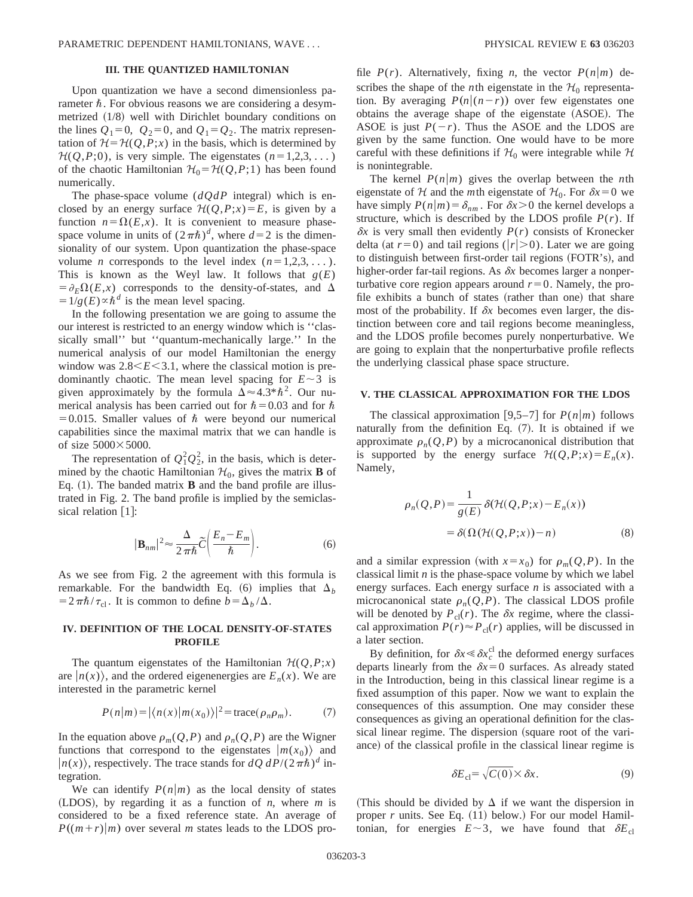## III. THE QUANTIZED HAMILTONIAN

Upon quantization we have a second dimensionless parameter $\hbar$. For obvious reasons we are considering a desymmetrized (1/8) well with Dirichlet boundary conditions on the lines $Q_1=0$, $Q_2=0$, and $Q_1=Q_2$. The matrix representation of $\mathcal{H}=\mathcal{H}(Q,P;x)$ in the basis, which is determined by $\mathcal{H}(Q,P;0)$, is very simple. The eigenstates $(n=1,2,3,\dots)$ of the chaotic Hamiltonian $\mathcal{H}_0=\mathcal{H}(Q,P;1)$ has been found numerically.

The phase-space volume ($dQdP$ integral) which is enclosed by an energy surface $\mathcal{H}(Q,P;x)=E$, is given by a function $n=\Omega(E,x)$. It is convenient to measure phase-space volume in units of $(2\pi\hbar)^d$, where $d=2$ is the dimensionality of our system. Upon quantization the phase-space volume $n$ corresponds to the level index $(n=1,2,3,\dots)$. This is known as the Weyl law. It follows that $g(E)=\partial_E\Omega(E,x)$ corresponds to the density-of-states, and $\Delta=1/g(E)\propto\hbar^d$ is the mean level spacing.

In the following presentation we are going to assume the our interest is restricted to an energy window which is "classically small" but "quantum-mechanically large." In the numerical analysis of our model Hamiltonian the energy window was $2.8<E<3.1$, where the classical motion is predominantly chaotic. The mean level spacing for $E\sim3$ is given approximately by the formula $\Delta\approx4.3*\hbar^2$. Our numerical analysis has been carried out for $\hbar=0.03$ and for $\hbar=0.015$. Smaller values of $\hbar$ were beyond our numerical capabilities since the maximal matrix that we can handle is of size $5000\times5000$.

The representation of $Q_1^2Q_2^2$, in the basis, which is determined by the chaotic Hamiltonian $\mathcal{H}_0$, gives the matrix $\mathbf{B}$ of Eq. (1). The banded matrix $\mathbf{B}$ and the band profile are illustrated in Fig. 2. The band profile is implied by the semiclassical relation [1]:

$$|\mathbf{B}_{nm}|^2\approx\frac{\Delta}{2\pi\hbar}\tilde{C}\left(\frac{E_n-E_m}{\hbar}\right). \tag{6}$$

As we see from Fig. 2 the agreement with this formula is remarkable. For the bandwidth Eq. (6) implies that $\Delta_b=2\pi\hbar/\tau_{\rm cl}$. It is common to define $b=\Delta_b/\Delta$.

## IV. DEFINITION OF THE LOCAL DENSITY-OF-STATES PROFILE

The quantum eigenstates of the Hamiltonian $\mathcal{H}(Q,P;x)$ are $|n(x)\rangle$, and the ordered eigenenergies are $E_n(x)$. We are interested in the parametric kernel

$$P(n|m)=|\langle n(x)|m(x_0)\rangle|^2=\mathrm{trace}(\rho_n\rho_m). \tag{7}$$

In the equation above $\rho_m(Q,P)$ and $\rho_n(Q,P)$ are the Wigner functions that correspond to the eigenstates $|m(x_0)\rangle$ and $|n(x)\rangle$, respectively. The trace stands for $dQ\,dP/(2\pi\hbar)^d$ integration.

We can identify $P(n|m)$ as the local density of states (LDOS), by regarding it as a function of $n$, where $m$ is considered to be a fixed reference state. An average of $P((m+r)|m)$ over several $m$ states leads to the LDOS profile $P(r)$. Alternatively, fixing $n$, the vector $P(n|m)$ describes the shape of the $n$th eigenstate in the $\mathcal{H}_0$ representation. By averaging $P(n|(n-r))$ over few eigenstates one obtains the average shape of the eigenstate (ASOE). The ASOE is just $P(-r)$. Thus the ASOE and the LDOS are given by the same function. One would have to be more careful with these definitions if $\mathcal{H}_0$ were integrable while $\mathcal{H}$ is nonintegrable.

The kernel $P(n|m)$ gives the overlap between the $n$th eigenstate of $\mathcal{H}$ and the $m$th eigenstate of $\mathcal{H}_0$. For $\delta x=0$ we have simply $P(n|m)=\delta_{nm}$. For $\delta x>0$ the kernel develops a structure, which is described by the LDOS profile $P(r)$. If $\delta x$ is very small then evidently $P(r)$ consists of Kronecker delta (at $r=0$) and tail regions ($|r|>0$). Later we are going to distinguish between first-order tail regions (FOTR's), and higher-order far-tail regions. As $\delta x$ becomes larger a nonperturbative core region appears around $r=0$. Namely, the profile exhibits a bunch of states (rather than one) that share most of the probability. If $\delta x$ becomes even larger, the distinction between core and tail regions become meaningless, and the LDOS profile becomes purely nonperturbative. We are going to explain that the nonperturbative profile reflects the underlying classical phase space structure.

## V. THE CLASSICAL APPROXIMATION FOR THE LDOS

The classical approximation [9,5–7] for $P(n|m)$ follows naturally from the definition Eq. (7). It is obtained if we approximate $\rho_n(Q,P)$ by a microcanonical distribution that is supported by the energy surface $\mathcal{H}(Q,P;x)=E_n(x)$. Namely,

$$\begin{aligned}\rho_n(Q,P)&=\frac{1}{g(E)}\delta(\mathcal{H}(Q,P;x)-E_n(x))\\&=\delta(\Omega(\mathcal{H}(Q,P;x))-n)\end{aligned} \tag{8}$$

and a similar expression (with $x=x_0$) for $\rho_m(Q,P)$. In the classical limit $n$ is the phase-space volume by which we label energy surfaces. Each energy surface $n$ is associated with a microcanonical state $\rho_n(Q,P)$. The classical LDOS profile will be denoted by $P_{\rm cl}(r)$. The $\delta x$ regime, where the classical approximation $P(r)\approx P_{\rm cl}(r)$ applies, will be discussed in a later section.

By definition, for $\delta x\ll\delta x_c^{\rm cl}$ the deformed energy surfaces departs linearly from the $\delta x=0$ surfaces. As already stated in the Introduction, being in this classical linear regime is a fixed assumption of this paper. Now we want to explain the consequences of this assumption. One may consider these consequences as giving an operational definition for the classical linear regime. The dispersion (square root of the variance) of the classical profile in the classical linear regime is

$$\delta E_{\rm cl}=\sqrt{C(0)}\times\delta x. \tag{9}$$

(This should be divided by $\Delta$ if we want the dispersion in proper $r$ units. See Eq. (11) below.) For our model Hamiltonian, for energies $E\sim3$, we have found that $\delta E_{\rm cl}$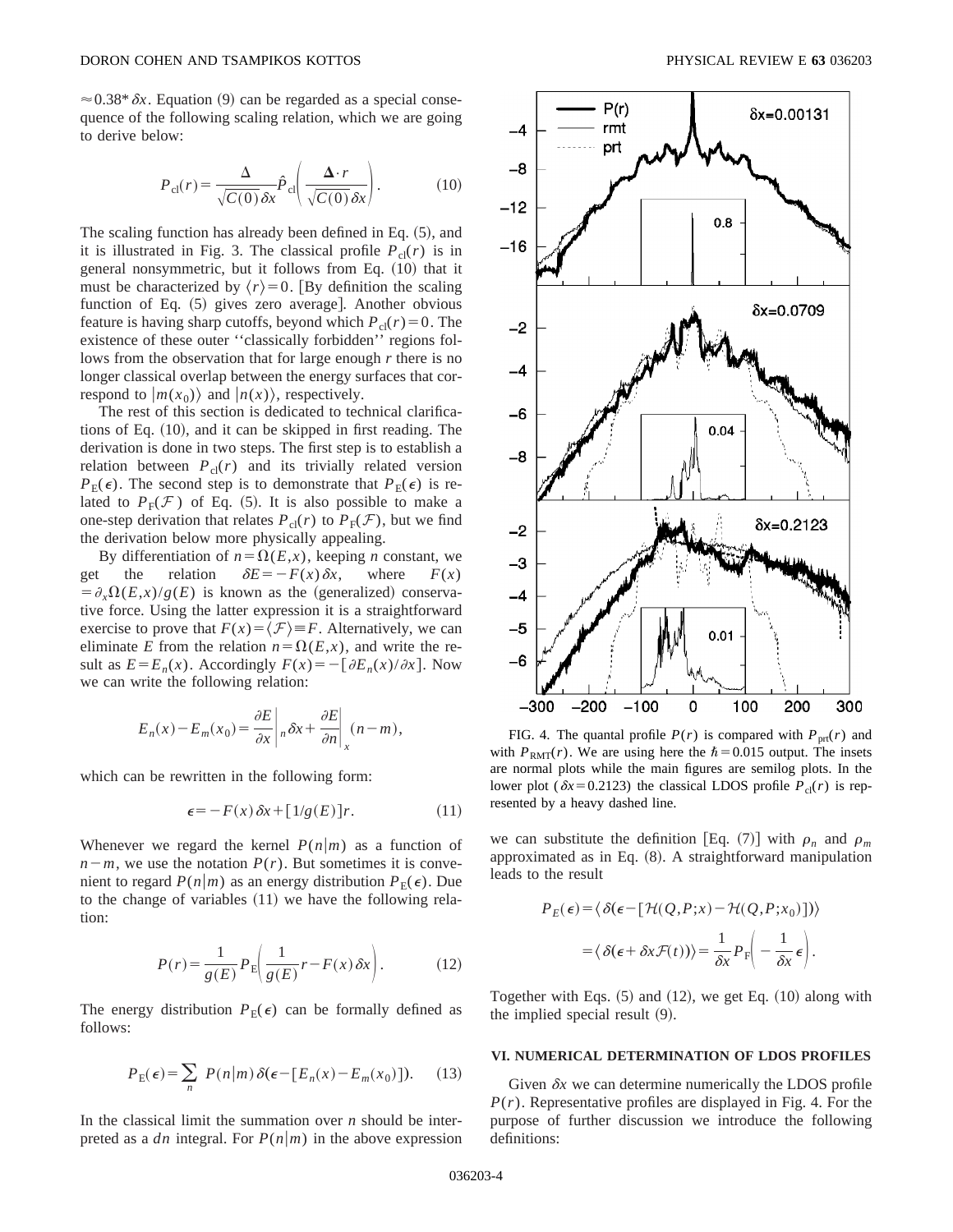$\approx 0.38 * \delta x$. Equation (9) can be regarded as a special consequence of the following scaling relation, which we are going to derive below:

$$P_{\rm cl}(r) = \frac{\Delta}{\sqrt{C(0)}\,\delta x}\hat{P}_{\rm cl}\left(\frac{\Delta \cdot r}{\sqrt{C(0)}\,\delta x}\right). \tag{10}$$

The scaling function has already been defined in Eq. (5), and it is illustrated in Fig. 3. The classical profile $P_{\rm cl}(r)$ is in general nonsymmetric, but it follows from Eq. (10) that it must be characterized by $\langle r \rangle = 0$. [By definition the scaling function of Eq. (5) gives zero average]. Another obvious feature is having sharp cutoffs, beyond which $P_{\rm cl}(r) = 0$. The existence of these outer ''classically forbidden'' regions follows from the observation that for large enough $r$ there is no longer classical overlap between the energy surfaces that correspond to $|m(x_0)\rangle$ and $|n(x)\rangle$, respectively.

The rest of this section is dedicated to technical clarifications of Eq. (10), and it can be skipped in first reading. The derivation is done in two steps. The first step is to establish a relation between $P_{\rm cl}(r)$ and its trivially related version $P_{\rm E}(\epsilon)$. The second step is to demonstrate that $P_{\rm E}(\epsilon)$ is related to $P_{\rm F}(\mathcal{F})$ of Eq. (5). It is also possible to make a one-step derivation that relates $P_{\rm cl}(r)$ to $P_{\rm F}(\mathcal{F})$, but we find the derivation below more physically appealing.

By differentiation of $n = \Omega(E,x)$, keeping $n$ constant, we get the relation $\delta E = -F(x)\delta x$, where $F(x) = \partial_x \Omega(E,x)/g(E)$ is known as the (generalized) conservative force. Using the latter expression it is a straightforward exercise to prove that $F(x) = \langle \mathcal{F} \rangle \equiv F$. Alternatively, we can eliminate $E$ from the relation $n = \Omega(E,x)$, and write the result as $E = E_n(x)$. Accordingly $F(x) = -[\partial E_n(x)/\partial x]$. Now we can write the following relation:

$$E_n(x) - E_m(x_0) = \left.\frac{\partial E}{\partial x}\right|_n \delta x + \left.\frac{\partial E}{\partial n}\right|_x (n-m),$$

which can be rewritten in the following form:

$$\epsilon = -F(x)\delta x + [1/g(E)]r. \tag{11}$$

Whenever we regard the kernel $P(n|m)$ as a function of $n-m$, we use the notation $P(r)$. But sometimes it is convenient to regard $P(n|m)$ as an energy distribution $P_{\rm E}(\epsilon)$. Due to the change of variables (11) we have the following relation:

$$P(r) = \frac{1}{g(E)} P_{\rm E}\left(\frac{1}{g(E)}r - F(x)\delta x\right). \tag{12}$$

The energy distribution $P_{\rm E}(\epsilon)$ can be formally defined as follows:

$$P_{\rm E}(\epsilon) = \sum_n P(n|m)\,\delta(\epsilon - [E_n(x) - E_m(x_0)]). \tag{13}$$

In the classical limit the summation over $n$ should be interpreted as a $dn$ integral. For $P(n|m)$ in the above expression we can substitute the definition [Eq. (7)] with $\rho_n$ and $\rho_m$ approximated as in Eq. (8). A straightforward manipulation leads to the result

$$\begin{aligned} P_E(\epsilon) &= \langle \delta(\epsilon - [\mathcal{H}(Q,P;x) - \mathcal{H}(Q,P;x_0)]) \rangle \\ &= \langle \delta(\epsilon + \delta x \mathcal{F}(t)) \rangle = \frac{1}{\delta x} P_{\rm F}\left(-\frac{1}{\delta x}\epsilon\right). \end{aligned}$$

Together with Eqs. (5) and (12), we get Eq. (10) along with the implied special result (9).

FIG. 4. The quantal profile $P(r)$ is compared with $P_{\rm prt}(r)$ and with $P_{\rm RMT}(r)$. We are using here the $\hbar = 0.015$ output. The insets are normal plots while the main figures are semilog plots. In the lower plot ($\delta x = 0.2123$) the classical LDOS profile $P_{\rm cl}(r)$ is represented by a heavy dashed line.

### VI. NUMERICAL DETERMINATION OF LDOS PROFILES

Given $\delta x$ we can determine numerically the LDOS profile $P(r)$. Representative profiles are displayed in Fig. 4. For the purpose of further discussion we introduce the following definitions: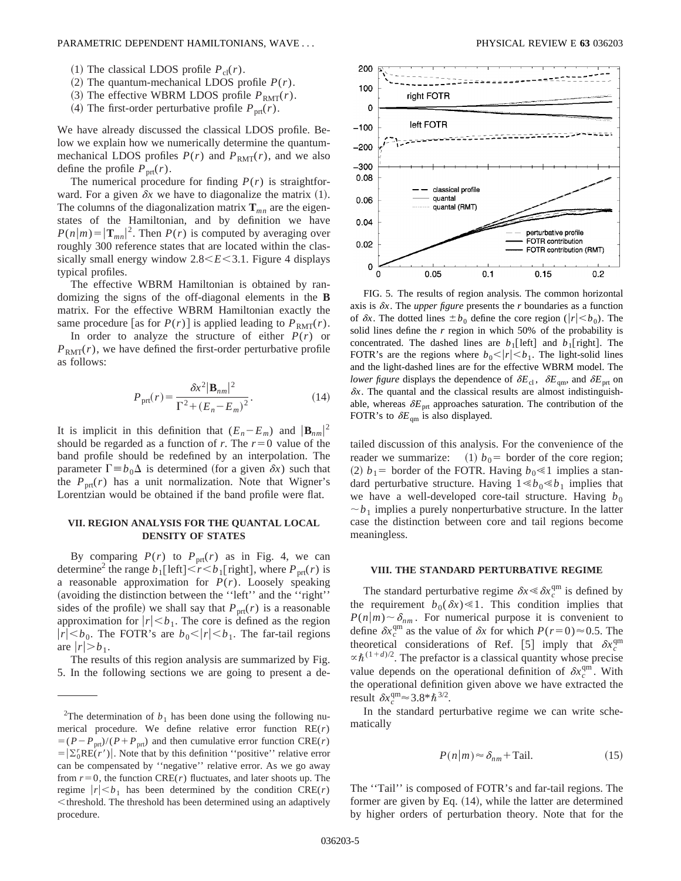(1) The classical LDOS profile $P_{\mathrm{cl}}(r)$.

(2) The quantum-mechanical LDOS profile $P(r)$.

(3) The effective WBRM LDOS profile $P_{\mathrm{RMT}}(r)$.

(4) The first-order perturbative profile $P_{\mathrm{prt}}(r)$.

We have already discussed the classical LDOS profile. Below we explain how we numerically determine the quantum-mechanical LDOS profiles $P(r)$ and $P_{\mathrm{RMT}}(r)$, and we also define the profile $P_{\mathrm{prt}}(r)$.

The numerical procedure for finding $P(r)$ is straightforward. For a given $\delta x$ we have to diagonalize the matrix (1). The columns of the diagonalization matrix $\mathbf{T}_{mn}$ are the eigenstates of the Hamiltonian, and by definition we have $P(n|m) = |\mathbf{T}_{mn}|^2$. Then $P(r)$ is computed by averaging over roughly 300 reference states that are located within the classically small energy window $2.8 < E < 3.1$. Figure 4 displays typical profiles.

The effective WBRM Hamiltonian is obtained by randomizing the signs of the off-diagonal elements in the $\mathbf{B}$ matrix. For the effective WBRM Hamiltonian exactly the same procedure [as for $P(r)$] is applied leading to $P_{\mathrm{RMT}}(r)$.

In order to analyze the structure of either $P(r)$ or $P_{\mathrm{RMT}}(r)$, we have defined the first-order perturbative profile as follows:

$$P_{\mathrm{prt}}(r) = \frac{\delta x^2 |\mathbf{B}_{nm}|^2}{\Gamma^2 + (E_n - E_m)^2}. \tag{14}$$

It is implicit in this definition that $(E_n - E_m)$ and $|\mathbf{B}_{nm}|^2$ should be regarded as a function of $r$. The $r=0$ value of the band profile should be redefined by an interpolation. The parameter $\Gamma \equiv b_0 \Delta$ is determined (for a given $\delta x$) such that the $P_{\mathrm{prt}}(r)$ has a unit normalization. Note that Wigner's Lorentzian would be obtained if the band profile were flat.

## VII. REGION ANALYSIS FOR THE QUANTAL LOCAL DENSITY OF STATES

By comparing $P(r)$ to $P_{\mathrm{prt}}(r)$ as in Fig. 4, we can determine[2] the range $b_1[\mathrm{left}] < r < b_1[\mathrm{right}]$, where $P_{\mathrm{prt}}(r)$ is a reasonable approximation for $P(r)$. Loosely speaking (avoiding the distinction between the ''left'' and the ''right'' sides of the profile) we shall say that $P_{\mathrm{prt}}(r)$ is a reasonable approximation for $|r| < b_1$. The core is defined as the region $|r| < b_0$. The FOTR's are $b_0 < |r| < b_1$. The far-tail regions are $|r| > b_1$.

The results of this region analysis are summarized by Fig. 5. In the following sections we are going to present a detailed discussion of this analysis. For the convenience of the reader we summarize: (1) $b_0 =$ border of the core region; (2) $b_1 =$ border of the FOTR. Having $b_0 \ll 1$ implies a standard perturbative structure. Having $1 \ll b_0 \ll b_1$ implies that we have a well-developed core-tail structure. Having $b_0 \sim b_1$ implies a purely nonperturbative structure. In the latter case the distinction between core and tail regions become meaningless.

FIG. 5. The results of region analysis. The common horizontal axis is $\delta x$. The *upper figure* presents the $r$ boundaries as a function of $\delta x$. The dotted lines $\pm b_0$ define the core region ($|r| < b_0$). The solid lines define the $r$ region in which 50% of the probability is concentrated. The dashed lines are $b_1[\mathrm{left}]$ and $b_1[\mathrm{right}]$. The FOTR's are the regions where $b_0 < |r| < b_1$. The light-solid lines and the light-dashed lines are for the effective WBRM model. The *lower figure* displays the dependence of $\delta E_{\mathrm{cl}}$, $\delta E_{\mathrm{qm}}$, and $\delta E_{\mathrm{prt}}$ on $\delta x$. The quantal and the classical results are almost indistinguishable, whereas $\delta E_{\mathrm{prt}}$ approaches saturation. The contribution of the FOTR's to $\delta E_{\mathrm{qm}}$ is also displayed.

## VIII. THE STANDARD PERTURBATIVE REGIME

The standard perturbative regime $\delta x \ll \delta x_c^{\mathrm{qm}}$ is defined by the requirement $b_0(\delta x) \ll 1$. This condition implies that $P(n|m) \sim \delta_{nm}$. For numerical purpose it is convenient to define $\delta x_c^{\mathrm{qm}}$ as the value of $\delta x$ for which $P(r=0) \approx 0.5$. The theoretical considerations of Ref. [5] imply that $\delta x_c^{\mathrm{qm}} \propto \hbar^{(1+d)/2}$. The prefactor is a classical quantity whose precise value depends on the operational definition of $\delta x_c^{\mathrm{qm}}$. With the operational definition given above we have extracted the result $\delta x_c^{\mathrm{qm}} \approx 3.8 * \hbar^{3/2}$.

In the standard perturbative regime we can write schematically

$$P(n|m) \approx \delta_{nm} + \mathrm{Tail}. \tag{15}$$

The ''Tail'' is composed of FOTR's and far-tail regions. The former are given by Eq. (14), while the latter are determined by higher orders of perturbation theory. Note that for the

---

[2] The determination of $b_1$ has been done using the following numerical procedure. We define relative error function $\mathrm{RE}(r) = (P - P_{\mathrm{prt}})/(P + P_{\mathrm{prt}})$ and then cumulative error function $\mathrm{CRE}(r) = |\Sigma_0^r \mathrm{RE}(r')|$. Note that by this definition ''positive'' relative error can be compensated by ''negative'' relative error. As we go away from $r=0$, the function $\mathrm{CRE}(r)$ fluctuates, and later shoots up. The regime $|r| < b_1$ has been determined by the condition $\mathrm{CRE}(r) <$ threshold. The threshold has been determined using an adaptively procedure.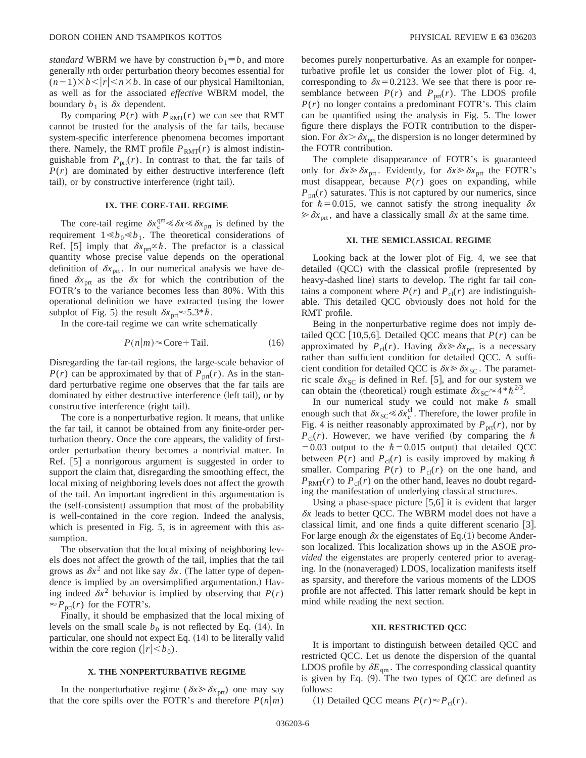*standard* WBRM we have by construction $b_1 \equiv b$, and more generally $n$th order perturbation theory becomes essential for $(n-1)\times b < |r| < n \times b$. In case of our physical Hamiltonian, as well as for the associated *effective* WBRM model, the boundary $b_1$ is $\delta x$ dependent.

By comparing $P(r)$ with $P_{\mathrm{RMT}}(r)$ we can see that RMT cannot be trusted for the analysis of the far tails, because system-specific interference phenomena becomes important there. Namely, the RMT profile $P_{\mathrm{RMT}}(r)$ is almost indistinguishable from $P_{\mathrm{prt}}(r)$. In contrast to that, the far tails of $P(r)$ are dominated by either destructive interference (left tail), or by constructive interference (right tail).

## IX. THE CORE-TAIL REGIME

The core-tail regime $\delta x_c^{\mathrm{qm}} \ll \delta x \ll \delta x_{\mathrm{prt}}$ is defined by the requirement $1 \ll b_0 \ll b_1$. The theoretical considerations of Ref. [5] imply that $\delta x_{\mathrm{prt}} \propto \hbar$. The prefactor is a classical quantity whose precise value depends on the operational definition of $\delta x_{\mathrm{prt}}$. In our numerical analysis we have defined $\delta x_{\mathrm{prt}}$ as the $\delta x$ for which the contribution of the FOTR's to the variance becomes less than 80%. With this operational definition we have extracted (using the lower subplot of Fig. 5) the result $\delta x_{\mathrm{prt}} \approx 5.3 * \hbar$.

In the core-tail regime we can write schematically

$$P(n|m) \approx \mathrm{Core} + \mathrm{Tail}. \tag{16}$$

Disregarding the far-tail regions, the large-scale behavior of $P(r)$ can be approximated by that of $P_{\mathrm{prt}}(r)$. As in the standard perturbative regime one observes that the far tails are dominated by either destructive interference (left tail), or by constructive interference (right tail).

The core is a nonperturbative region. It means, that unlike the far tail, it cannot be obtained from any finite-order perturbation theory. Once the core appears, the validity of first-order perturbation theory becomes a nontrivial matter. In Ref. [5] a nonrigorous argument is suggested in order to support the claim that, disregarding the smoothing effect, the local mixing of neighboring levels does not affect the growth of the tail. An important ingredient in this argumentation is the (self-consistent) assumption that most of the probability is well-contained in the core region. Indeed the analysis, which is presented in Fig. 5, is in agreement with this assumption.

The observation that the local mixing of neighboring levels does not affect the growth of the tail, implies that the tail grows as $\delta x^2$ and not like say $\delta x$. (The latter type of dependence is implied by an oversimplified argumentation.) Having indeed $\delta x^2$ behavior is implied by observing that $P(r) \approx P_{\mathrm{prt}}(r)$ for the FOTR's.

Finally, it should be emphasized that the local mixing of levels on the small scale $b_0$ is not reflected by Eq. (14). In particular, one should not expect Eq. (14) to be literally valid within the core region ($|r| < b_0$).

## X. THE NONPERTURBATIVE REGIME

In the nonperturbative regime ($\delta x \gg \delta x_{\mathrm{prt}}$) one may say that the core spills over the FOTR's and therefore $P(n|m)$ becomes purely nonperturbative. As an example for nonperturbative profile let us consider the lower plot of Fig. 4, corresponding to $\delta x = 0.2123$. We see that there is poor resemblance between $P(r)$ and $P_{\mathrm{prt}}(r)$. The LDOS profile $P(r)$ no longer contains a predominant FOTR's. This claim can be quantified using the analysis in Fig. 5. The lower figure there displays the FOTR contribution to the dispersion. For $\delta x > \delta x_{\mathrm{prt}}$ the dispersion is no longer determined by the FOTR contribution.

The complete disappearance of FOTR's is guaranteed only for $\delta x \gg \delta x_{\mathrm{prt}}$. Evidently, for $\delta x \gg \delta x_{\mathrm{prt}}$ the FOTR's must disappear, because $P(r)$ goes on expanding, while $P_{\mathrm{prt}}(r)$ saturates. This is not captured by our numerics, since for $\hbar = 0.015$, we cannot satisfy the strong inequality $\delta x \gg \delta x_{\mathrm{prt}}$, and have a classically small $\delta x$ at the same time.

## XI. THE SEMICLASSICAL REGIME

Looking back at the lower plot of Fig. 4, we see that detailed (QCC) with the classical profile (represented by heavy-dashed line) starts to develop. The right far tail contains a component where $P(r)$ and $P_{\mathrm{cl}}(r)$ are indistinguishable. This detailed QCC obviously does not hold for the RMT profile.

Being in the nonperturbative regime does not imply detailed QCC [10,5,6]. Detailed QCC means that $P(r)$ can be approximated by $P_{\mathrm{cl}}(r)$. Having $\delta x \gg \delta x_{\mathrm{prt}}$ is a necessary rather than sufficient condition for detailed QCC. A sufficient condition for detailed QCC is $\delta x \gg \delta x_{\mathrm{SC}}$. The parametric scale $\delta x_{\mathrm{SC}}$ is defined in Ref. [5], and for our system we can obtain the (theoretical) rough estimate $\delta x_{\mathrm{SC}} \approx 4 * \hbar^{2/3}$.

In our numerical study we could not make $\hbar$ small enough such that $\delta x_{\mathrm{SC}} \ll \delta x_c^{\mathrm{cl}}$. Therefore, the lower profile in Fig. 4 is neither reasonably approximated by $P_{\mathrm{prt}}(r)$, nor by $P_{\mathrm{cl}}(r)$. However, we have verified (by comparing the $\hbar = 0.03$ output to the $\hbar = 0.015$ output) that detailed QCC between $P(r)$ and $P_{\mathrm{cl}}(r)$ is easily improved by making $\hbar$ smaller. Comparing $P(r)$ to $P_{\mathrm{cl}}(r)$ on the one hand, and $P_{\mathrm{RMT}}(r)$ to $P_{\mathrm{cl}}(r)$ on the other hand, leaves no doubt regarding the manifestation of underlying classical structures.

Using a phase-space picture [5,6] it is evident that larger $\delta x$ leads to better QCC. The WBRM model does not have a classical limit, and one finds a quite different scenario [3]. For large enough $\delta x$ the eigenstates of Eq. (1) become Anderson localized. This localization shows up in the ASOE *provided* the eigenstates are properly centered prior to averaging. In the (nonaveraged) LDOS, localization manifests itself as sparsity, and therefore the various moments of the LDOS profile are not affected. This latter remark should be kept in mind while reading the next section.

## XII. RESTRICTED QCC

It is important to distinguish between detailed QCC and restricted QCC. Let us denote the dispersion of the quantal LDOS profile by $\delta E_{\mathrm{qm}}$. The corresponding classical quantity is given by Eq. (9). The two types of QCC are defined as follows:

(1) Detailed QCC means $P(r) \approx P_{\mathrm{cl}}(r)$.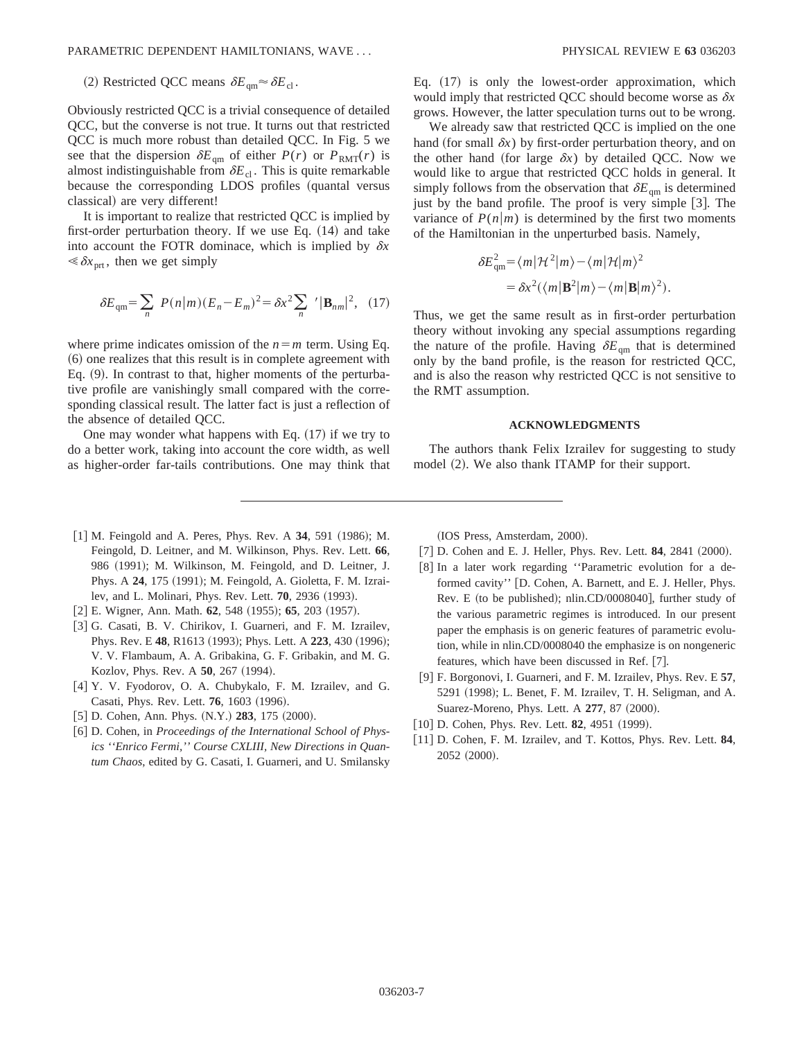(2) Restricted QCC means $\delta E_{\mathrm{qm}} \approx \delta E_{\mathrm{cl}}$.

Obviously restricted QCC is a trivial consequence of detailed QCC, but the converse is not true. It turns out that restricted QCC is much more robust than detailed QCC. In Fig. 5 we see that the dispersion $\delta E_{\mathrm{qm}}$ of either $P(r)$ or $P_{\mathrm{RMT}}(r)$ is almost indistinguishable from $\delta E_{\mathrm{cl}}$. This is quite remarkable because the corresponding LDOS profiles (quantal versus classical) are very different!

It is important to realize that restricted QCC is implied by first-order perturbation theory. If we use Eq. (14) and take into account the FOTR dominace, which is implied by $\delta x \ll \delta x_{\mathrm{prt}}$, then we get simply

$$\delta E_{\mathrm{qm}} = \sum_n P(n|m)(E_n - E_m)^2 = \delta x^2 {\sum_n}' |\mathbf{B}_{nm}|^2, \quad (17)$$

where prime indicates omission of the $n=m$ term. Using Eq. (6) one realizes that this result is in complete agreement with Eq. (9). In contrast to that, higher moments of the perturbative profile are vanishingly small compared with the corresponding classical result. The latter fact is just a reflection of the absence of detailed QCC.

One may wonder what happens with Eq. (17) if we try to do a better work, taking into account the core width, as well as higher-order far-tails contributions. One may think that Eq. (17) is only the lowest-order approximation, which would imply that restricted QCC should become worse as $\delta x$ grows. However, the latter speculation turns out to be wrong.

We already saw that restricted QCC is implied on the one hand (for small $\delta x$) by first-order perturbation theory, and on the other hand (for large $\delta x$) by detailed QCC. Now we would like to argue that restricted QCC holds in general. It simply follows from the observation that $\delta E_{\mathrm{qm}}$ is determined just by the band profile. The proof is very simple [3]. The variance of $P(n|m)$ is determined by the first two moments of the Hamiltonian in the unperturbed basis. Namely,

$$\begin{aligned}\delta E_{\mathrm{qm}}^2 &= \langle m|\mathcal{H}^2|m\rangle - \langle m|\mathcal{H}|m\rangle^2 \\ &= \delta x^2(\langle m|\mathbf{B}^2|m\rangle - \langle m|\mathbf{B}|m\rangle^2).\end{aligned}$$

Thus, we get the same result as in first-order perturbation theory without invoking any special assumptions regarding the nature of the profile. Having $\delta E_{\mathrm{qm}}$ that is determined only by the band profile, is the reason for restricted QCC, and is also the reason why restricted QCC is not sensitive to the RMT assumption.

## ACKNOWLEDGMENTS

The authors thank Felix Izrailev for suggesting to study model (2). We also thank ITAMP for their support.

---

[1] M. Feingold and A. Peres, Phys. Rev. A **34**, 591 (1986); M. Feingold, D. Leitner, and M. Wilkinson, Phys. Rev. Lett. **66**, 986 (1991); M. Wilkinson, M. Feingold, and D. Leitner, J. Phys. A **24**, 175 (1991); M. Feingold, A. Gioletta, F. M. Izrailev, and L. Molinari, Phys. Rev. Lett. **70**, 2936 (1993).

[2] E. Wigner, Ann. Math. **62**, 548 (1955); **65**, 203 (1957).

[3] G. Casati, B. V. Chirikov, I. Guarneri, and F. M. Izrailev, Phys. Rev. E **48**, R1613 (1993); Phys. Lett. A **223**, 430 (1996); V. V. Flambaum, A. A. Gribakina, G. F. Gribakin, and M. G. Kozlov, Phys. Rev. A **50**, 267 (1994).

[4] Y. V. Fyodorov, O. A. Chubykalo, F. M. Izrailev, and G. Casati, Phys. Rev. Lett. **76**, 1603 (1996).

[5] D. Cohen, Ann. Phys. (N.Y.) **283**, 175 (2000).

[6] D. Cohen, in *Proceedings of the International School of Physics ''Enrico Fermi,'' Course CXLIII, New Directions in Quantum Chaos*, edited by G. Casati, I. Guarneri, and U. Smilansky (IOS Press, Amsterdam, 2000).

[7] D. Cohen and E. J. Heller, Phys. Rev. Lett. **84**, 2841 (2000).

[8] In a later work regarding ''Parametric evolution for a deformed cavity'' [D. Cohen, A. Barnett, and E. J. Heller, Phys. Rev. E (to be published); nlin.CD/0008040], further study of the various parametric regimes is introduced. In our present paper the emphasis is on generic features of parametric evolution, while in nlin.CD/0008040 the emphasize is on nongeneric features, which have been discussed in Ref. [7].

[9] F. Borgonovi, I. Guarneri, and F. M. Izrailev, Phys. Rev. E **57**, 5291 (1998); L. Benet, F. M. Izrailev, T. H. Seligman, and A. Suarez-Moreno, Phys. Lett. A **277**, 87 (2000).

[10] D. Cohen, Phys. Rev. Lett. **82**, 4951 (1999).

[11] D. Cohen, F. M. Izrailev, and T. Kottos, Phys. Rev. Lett. **84**, 2052 (2000).